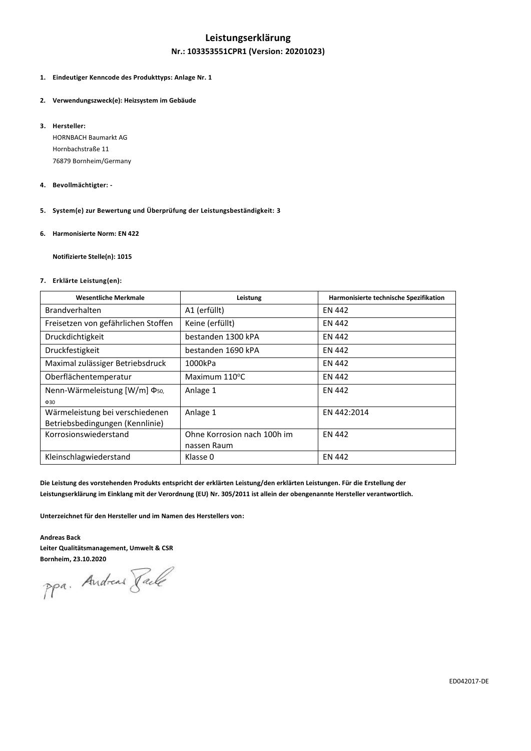# Leistungserklärung

## Nr.: 103353551CPR1 (Version: 20201023)

1. **Eindeutiger Kenncode des Produkttyps: Anlage Nr. 1**

2. **Verwendungszweck(e): Heizsystem im Gebäude**

3. **Hersteller:**
   HORNBACH Baumarkt AG
   Hornbachstraße 11
   76879 Bornheim/Germany

4. **Bevollmächtigter: -**

5. **System(e) zur Bewertung und Überprüfung der Leistungsbeständigkeit: 3**

6. **Harmonisierte Norm: EN 422**

   **Notifizierte Stelle(n): 1015**

7. **Erklärte Leistung(en):**

| Wesentliche Merkmale | Leistung | Harmonisierte technische Spezifikation |
| --- | --- | --- |
| Brandverhalten | A1 (erfüllt) | EN 442 |
| Freisetzen von gefährlichen Stoffen | Keine (erfüllt) | EN 442 |
| Druckdichtigkeit | bestanden 1300 kPA | EN 442 |
| Druckfestigkeit | bestanden 1690 kPA | EN 442 |
| Maximal zulässiger Betriebsdruck | 1000kPa | EN 442 |
| Oberflächentemperatur | Maximum 110°C | EN 442 |
| Nenn-Wärmeleistung [W/m] $\Phi_{50}$, $\Phi_{30}$ | Anlage 1 | EN 442 |
| Wärmeleistung bei verschiedenen Betriebsbedingungen (Kennlinie) | Anlage 1 | EN 442:2014 |
| Korrosionswiederstand | Ohne Korrosion nach 100h im nassen Raum | EN 442 |
| Kleinschlagwiederstand | Klasse 0 | EN 442 |

**Die Leistung des vorstehenden Produkts entspricht der erklärten Leistung/den erklärten Leistungen. Für die Erstellung der Leistungserklärung im Einklang mit der Verordnung (EU) Nr. 305/2011 ist allein der obengenannte Hersteller verantwortlich.**

**Unterzeichnet für den Hersteller und im Namen des Herstellers von:**

**Andreas Back**
**Leiter Qualitätsmanagement, Umwelt & CSR**
**Bornheim, 23.10.2020**

ppa. Andreas Back

ED042017-DE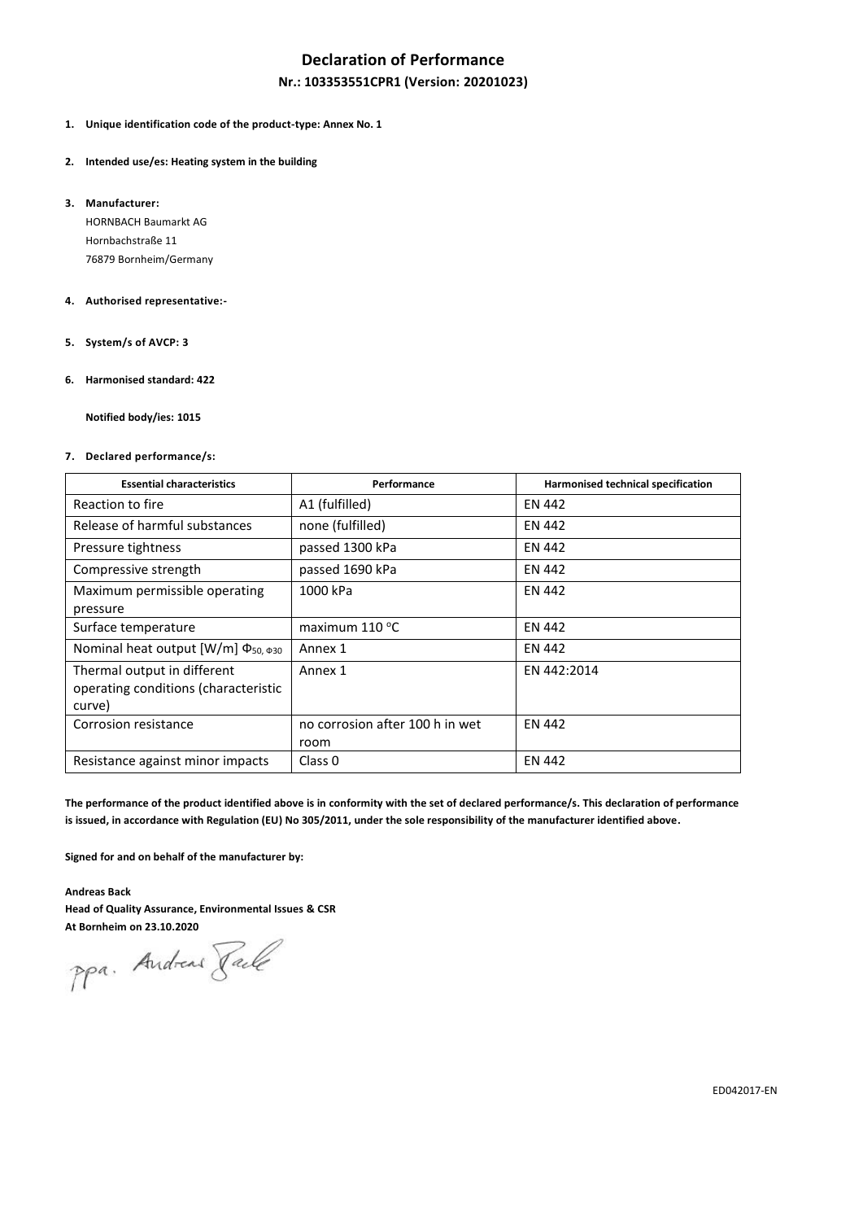# Declaration of Performance

## Nr.: 103353551CPR1 (Version: 20201023)

1. **Unique identification code of the product-type: Annex No. 1**

2. **Intended use/es: Heating system in the building**

3. **Manufacturer:**

   HORNBACH Baumarkt AG
   Hornbachstraße 11
   76879 Bornheim/Germany

4. **Authorised representative:-**

5. **System/s of AVCP: 3**

6. **Harmonised standard: 422**

   **Notified body/ies: 1015**

7. **Declared performance/s:**

| Essential characteristics | Performance | Harmonised technical specification |
|---|---|---|
| Reaction to fire | A1 (fulfilled) | EN 442 |
| Release of harmful substances | none (fulfilled) | EN 442 |
| Pressure tightness | passed 1300 kPa | EN 442 |
| Compressive strength | passed 1690 kPa | EN 442 |
| Maximum permissible operating pressure | 1000 kPa | EN 442 |
| Surface temperature | maximum 110 °C | EN 442 |
| Nominal heat output [W/m] $\Phi_{50, \Phi 30}$ | Annex 1 | EN 442 |
| Thermal output in different operating conditions (characteristic curve) | Annex 1 | EN 442:2014 |
| Corrosion resistance | no corrosion after 100 h in wet room | EN 442 |
| Resistance against minor impacts | Class 0 | EN 442 |

**The performance of the product identified above is in conformity with the set of declared performance/s. This declaration of performance is issued, in accordance with Regulation (EU) No 305/2011, under the sole responsibility of the manufacturer identified above.**

**Signed for and on behalf of the manufacturer by:**

**Andreas Back**
**Head of Quality Assurance, Environmental Issues & CSR**
**At Bornheim on 23.10.2020**

ppa. Andreas Back

ED042017-EN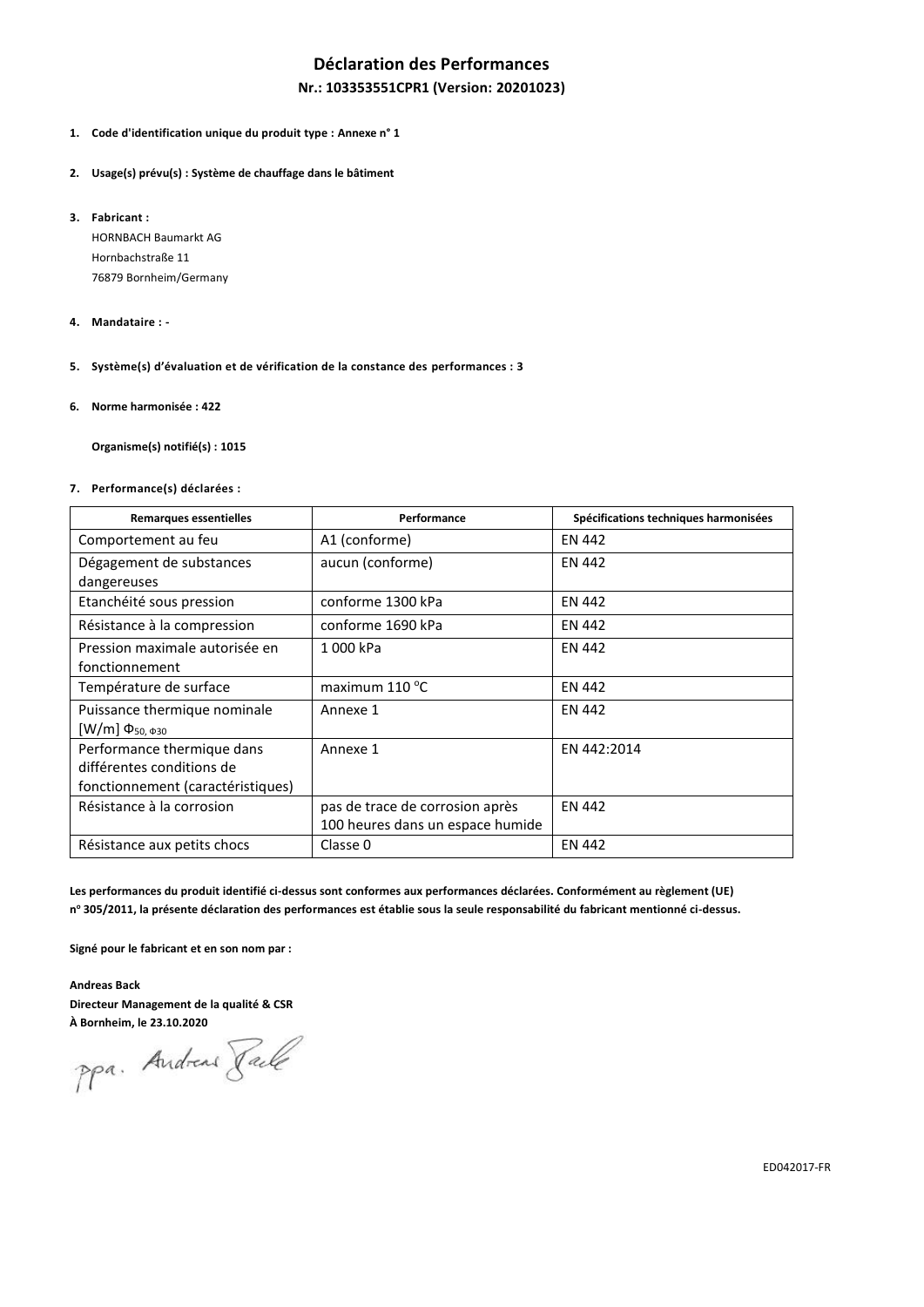# Déclaration des Performances

## Nr.: 103353551CPR1 (Version: 20201023)

1. **Code d'identification unique du produit type : Annexe n° 1**

2. **Usage(s) prévu(s) : Système de chauffage dans le bâtiment**

3. **Fabricant :**
   HORNBACH Baumarkt AG
   Hornbachstraße 11
   76879 Bornheim/Germany

4. **Mandataire : -**

5. **Système(s) d'évaluation et de vérification de la constance des performances : 3**

6. **Norme harmonisée : 422**

   **Organisme(s) notifié(s) : 1015**

7. **Performance(s) déclarées :**

| Remarques essentielles | Performance | Spécifications techniques harmonisées |
|---|---|---|
| Comportement au feu | A1 (conforme) | EN 442 |
| Dégagement de substances dangereuses | aucun (conforme) | EN 442 |
| Etanchéité sous pression | conforme 1300 kPa | EN 442 |
| Résistance à la compression | conforme 1690 kPa | EN 442 |
| Pression maximale autorisée en fonctionnement | 1 000 kPa | EN 442 |
| Température de surface | maximum 110 °C | EN 442 |
| Puissance thermique nominale [W/m] $\Phi_{50,\ \Phi 30}$ | Annexe 1 | EN 442 |
| Performance thermique dans différentes conditions de fonctionnement (caractéristiques) | Annexe 1 | EN 442:2014 |
| Résistance à la corrosion | pas de trace de corrosion après 100 heures dans un espace humide | EN 442 |
| Résistance aux petits chocs | Classe 0 | EN 442 |

**Les performances du produit identifié ci-dessus sont conformes aux performances déclarées. Conformément au règlement (UE) n° 305/2011, la présente déclaration des performances est établie sous la seule responsabilité du fabricant mentionné ci-dessus.**

**Signé pour le fabricant et en son nom par :**

**Andreas Back**
**Directeur Management de la qualité & CSR**
**À Bornheim, le 23.10.2020**

ppa. Andreas Back

ED042017-FR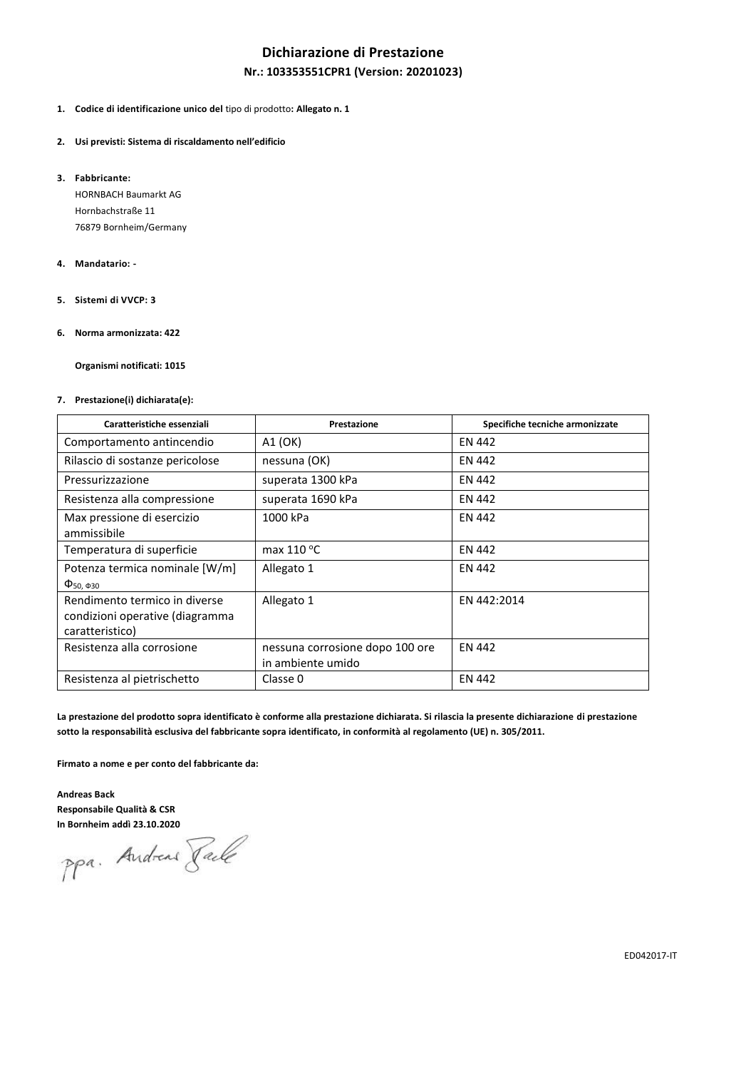# Dichiarazione di Prestazione

## Nr.: 103353551CPR1 (Version: 20201023)

1. **Codice di identificazione unico del** tipo di prodotto**: Allegato n. 1**

2. **Usi previsti: Sistema di riscaldamento nell'edificio**

3. **Fabbricante:**
   HORNBACH Baumarkt AG
   Hornbachstraße 11
   76879 Bornheim/Germany

4. **Mandatario: -**

5. **Sistemi di VVCP: 3**

6. **Norma armonizzata: 422**

   **Organismi notificati: 1015**

7. **Prestazione(i) dichiarata(e):**

| Caratteristiche essenziali | Prestazione | Specifiche tecniche armonizzate |
|---|---|---|
| Comportamento antincendio | A1 (OK) | EN 442 |
| Rilascio di sostanze pericolose | nessuna (OK) | EN 442 |
| Pressurizzazione | superata 1300 kPa | EN 442 |
| Resistenza alla compressione | superata 1690 kPa | EN 442 |
| Max pressione di esercizio ammissibile | 1000 kPa | EN 442 |
| Temperatura di superficie | max 110 °C | EN 442 |
| Potenza termica nominale [W/m] $\Phi_{50,\ \Phi30}$ | Allegato 1 | EN 442 |
| Rendimento termico in diverse condizioni operative (diagramma caratteristico) | Allegato 1 | EN 442:2014 |
| Resistenza alla corrosione | nessuna corrosione dopo 100 ore in ambiente umido | EN 442 |
| Resistenza al pietrischetto | Classe 0 | EN 442 |

**La prestazione del prodotto sopra identificato è conforme alla prestazione dichiarata. Si rilascia la presente dichiarazione di prestazione sotto la responsabilità esclusiva del fabbricante sopra identificato, in conformità al regolamento (UE) n. 305/2011.**

**Firmato a nome e per conto del fabbricante da:**

**Andreas Back**
**Responsabile Qualità & CSR**
**In Bornheim addì 23.10.2020**

ppa. Andreas Back

ED042017-IT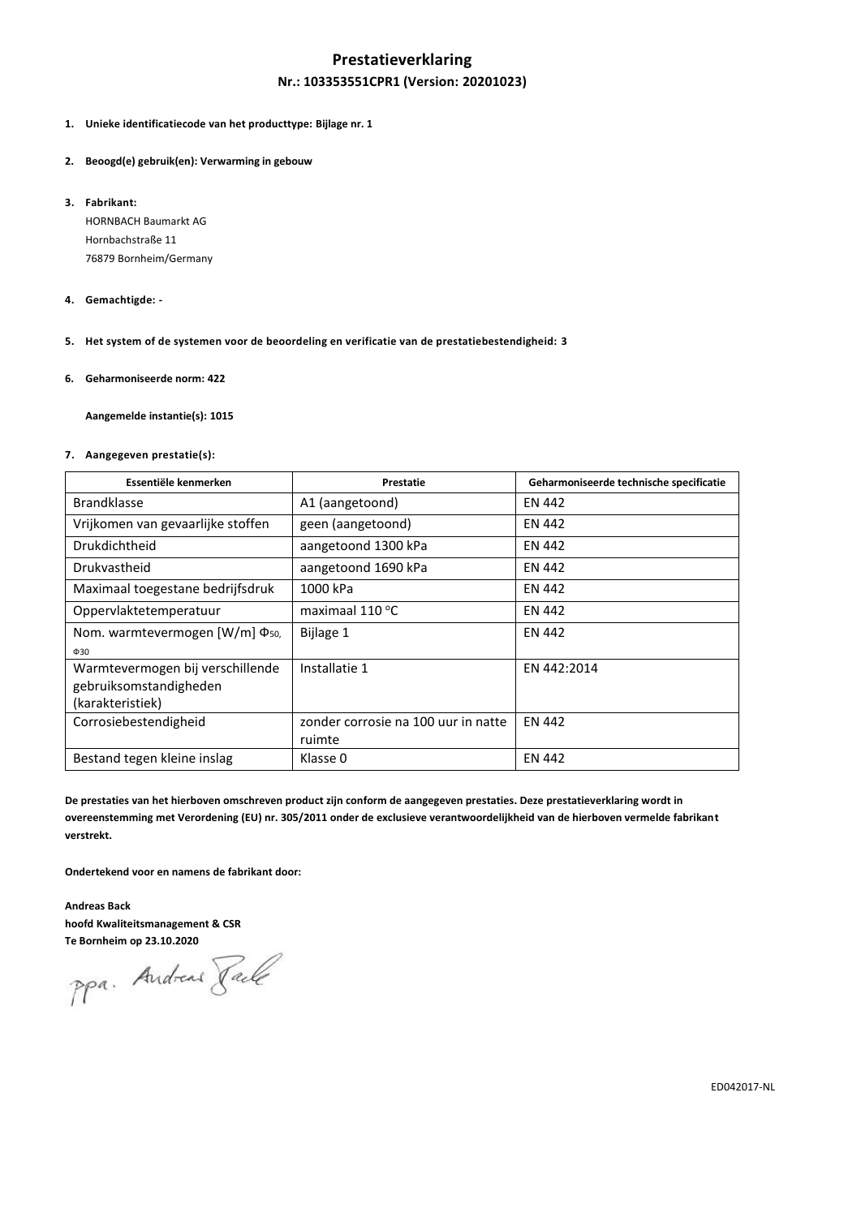# Prestatieverklaring

## Nr.: 103353551CPR1 (Version: 20201023)

1. **Unieke identificatiecode van het producttype: Bijlage nr. 1**

2. **Beoogd(e) gebruik(en): Verwarming in gebouw**

3. **Fabrikant:**
   HORNBACH Baumarkt AG
   Hornbachstraße 11
   76879 Bornheim/Germany

4. **Gemachtigde: -**

5. **Het system of de systemen voor de beoordeling en verificatie van de prestatiebestendigheid: 3**

6. **Geharmoniseerde norm: 422**

   **Aangemelde instantie(s): 1015**

7. **Aangegeven prestatie(s):**

| Essentiële kenmerken | Prestatie | Geharmoniseerde technische specificatie |
|---|---|---|
| Brandklasse | A1 (aangetoond) | EN 442 |
| Vrijkomen van gevaarlijke stoffen | geen (aangetoond) | EN 442 |
| Drukdichtheid | aangetoond 1300 kPa | EN 442 |
| Drukvastheid | aangetoond 1690 kPa | EN 442 |
| Maximaal toegestane bedrijfsdruk | 1000 kPa | EN 442 |
| Oppervlaktetemperatuur | maximaal 110 °C | EN 442 |
| Nom. warmtevermogen [W/m] $\Phi_{50}$, $\Phi_{30}$ | Bijlage 1 | EN 442 |
| Warmtevermogen bij verschillende gebruiksomstandigheden (karakteristiek) | Installatie 1 | EN 442:2014 |
| Corrosiebestendigheid | zonder corrosie na 100 uur in natte ruimte | EN 442 |
| Bestand tegen kleine inslag | Klasse 0 | EN 442 |

**De prestaties van het hierboven omschreven product zijn conform de aangegeven prestaties. Deze prestatieverklaring wordt in overeenstemming met Verordening (EU) nr. 305/2011 onder de exclusieve verantwoordelijkheid van de hierboven vermelde fabrikant verstrekt.**

**Ondertekend voor en namens de fabrikant door:**

**Andreas Back**
**hoofd Kwaliteitsmanagement & CSR**
**Te Bornheim op 23.10.2020**

ppa. Andreas Back

ED042017-NL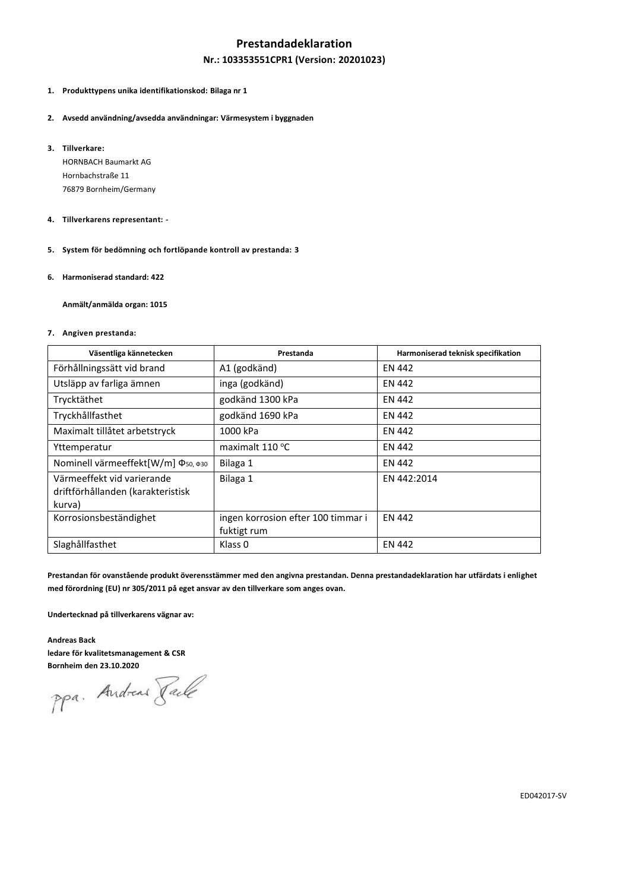# Prestandadeklaration

## Nr.: 103353551CPR1 (Version: 20201023)

1. **Produkttypens unika identifikationskod: Bilaga nr 1**

2. **Avsedd användning/avsedda användningar: Värmesystem i byggnaden**

3. **Tillverkare:**

   HORNBACH Baumarkt AG
   Hornbachstraße 11
   76879 Bornheim/Germany

4. **Tillverkarens representant: -**

5. **System för bedömning och fortlöpande kontroll av prestanda: 3**

6. **Harmoniserad standard: 422**

   **Anmält/anmälda organ: 1015**

7. **Angiven prestanda:**

| Väsentliga kännetecken | Prestanda | Harmoniserad teknisk specifikation |
|---|---|---|
| Förhållningssätt vid brand | A1 (godkänd) | EN 442 |
| Utsläpp av farliga ämnen | inga (godkänd) | EN 442 |
| Trycktäthet | godkänd 1300 kPa | EN 442 |
| Tryckhållfasthet | godkänd 1690 kPa | EN 442 |
| Maximalt tillåtet arbetstryck | 1000 kPa | EN 442 |
| Yttemperatur | maximalt 110 °C | EN 442 |
| Nominell värmeeffekt[W/m] $\Phi_{50,\ \Phi 30}$ | Bilaga 1 | EN 442 |
| Värmeeffekt vid varierande driftförhållanden (karakteristisk kurva) | Bilaga 1 | EN 442:2014 |
| Korrosionsbeständighet | ingen korrosion efter 100 timmar i fuktigt rum | EN 442 |
| Slaghållfasthet | Klass 0 | EN 442 |

**Prestandan för ovanstående produkt överensstämmer med den angivna prestandan. Denna prestandadeklaration har utfärdats i enlighet med förordning (EU) nr 305/2011 på eget ansvar av den tillverkare som anges ovan.**

**Undertecknad på tillverkarens vägnar av:**

**Andreas Back**
**ledare för kvalitetsmanagement & CSR**
**Bornheim den 23.10.2020**

ppa. Andreas Back

ED042017-SV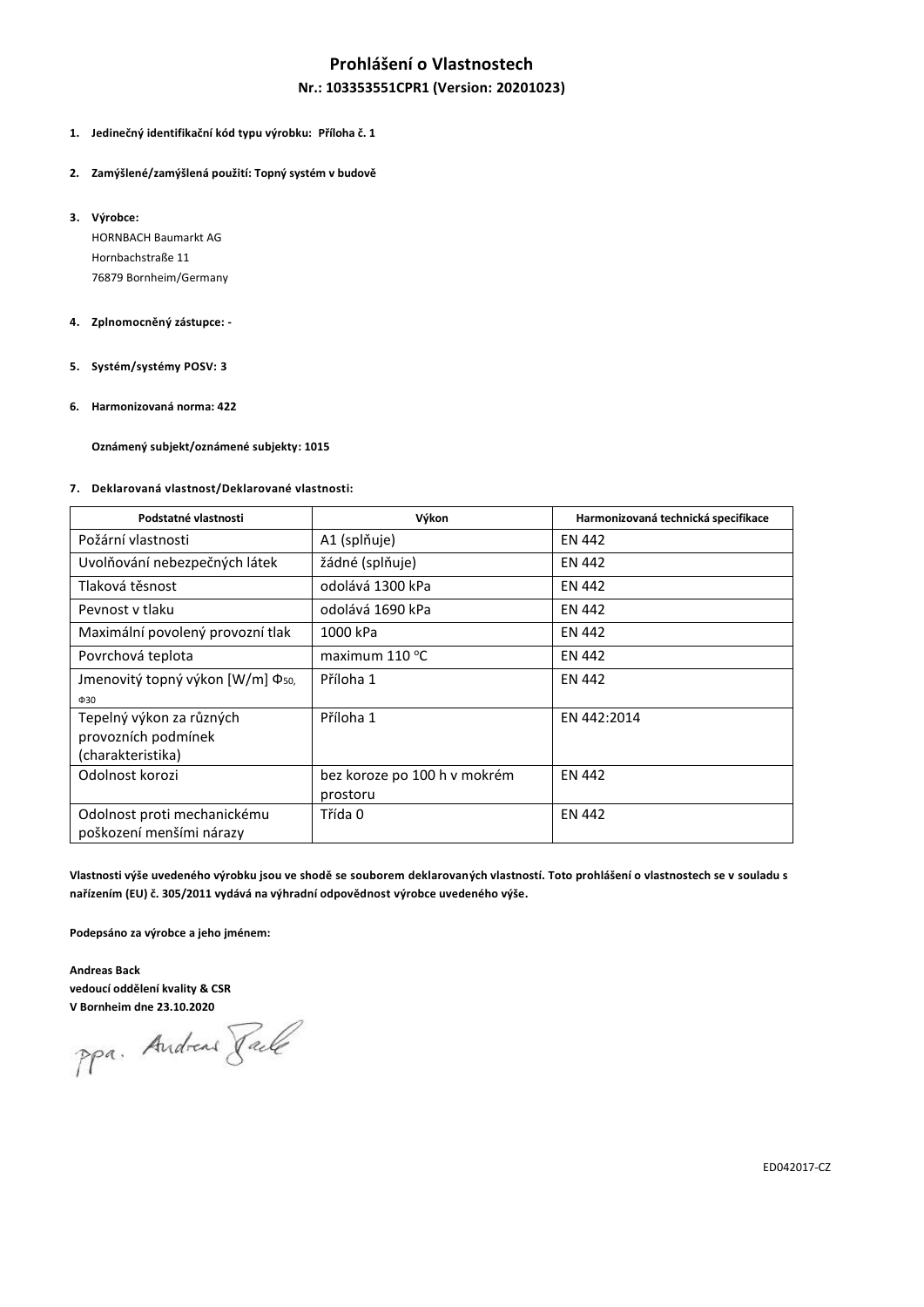# Prohlášení o Vlastnostech

## Nr.: 103353551CPR1 (Version: 20201023)

1. **Jedinečný identifikační kód typu výrobku: Příloha č. 1**

2. **Zamýšlené/zamýšlená použití: Topný systém v budově**

3. **Výrobce:**

   HORNBACH Baumarkt AG
   Hornbachstraße 11
   76879 Bornheim/Germany

4. **Zplnomocněný zástupce: -**

5. **Systém/systémy POSV: 3**

6. **Harmonizovaná norma: 422**

   **Oznámený subjekt/oznámené subjekty: 1015**

7. **Deklarovaná vlastnost/Deklarované vlastnosti:**

| Podstatné vlastnosti | Výkon | Harmonizovaná technická specifikace |
|---|---|---|
| Požární vlastnosti | A1 (splňuje) | EN 442 |
| Uvolňování nebezpečných látek | žádné (splňuje) | EN 442 |
| Tlaková těsnost | odolává 1300 kPa | EN 442 |
| Pevnost v tlaku | odolává 1690 kPa | EN 442 |
| Maximální povolený provozní tlak | 1000 kPa | EN 442 |
| Povrchová teplota | maximum 110 °C | EN 442 |
| Jmenovitý topný výkon [W/m] $\Phi_{50}$, $\Phi_{30}$ | Příloha 1 | EN 442 |
| Tepelný výkon za různých provozních podmínek (charakteristika) | Příloha 1 | EN 442:2014 |
| Odolnost korozi | bez koroze po 100 h v mokrém prostoru | EN 442 |
| Odolnost proti mechanickému poškození menšími nárazy | Třída 0 | EN 442 |

**Vlastnosti výše uvedeného výrobku jsou ve shodě se souborem deklarovaných vlastností. Toto prohlášení o vlastnostech se v souladu s nařízením (EU) č. 305/2011 vydává na výhradní odpovědnost výrobce uvedeného výše.**

**Podepsáno za výrobce a jeho jménem:**

**Andreas Back**
**vedoucí oddělení kvality & CSR**
**V Bornheim dne 23.10.2020**

ppa. Andreas Back

ED042017-CZ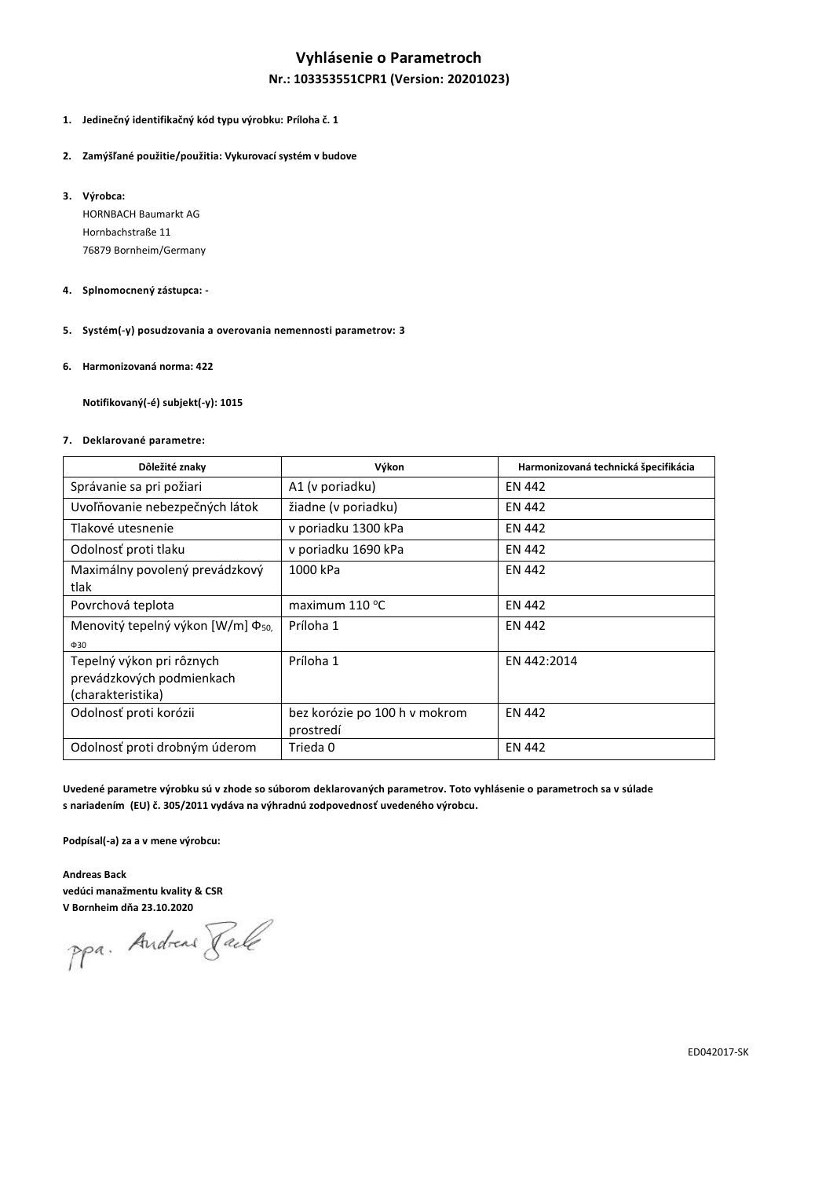# Vyhlásenie o Parametroch

## Nr.: 103353551CPR1 (Version: 20201023)

1. **Jedinečný identifikačný kód typu výrobku: Príloha č. 1**

2. **Zamýšľané použitie/použitia: Vykurovací systém v budove**

3. **Výrobca:**
   HORNBACH Baumarkt AG
   Hornbachstraße 11
   76879 Bornheim/Germany

4. **Splnomocnený zástupca: -**

5. **Systém(-y) posudzovania a overovania nemennosti parametrov: 3**

6. **Harmonizovaná norma: 422**

   **Notifikovaný(-é) subjekt(-y): 1015**

7. **Deklarované parametre:**

| Dôležité znaky | Výkon | Harmonizovaná technická špecifikácia |
|---|---|---|
| Správanie sa pri požiari | A1 (v poriadku) | EN 442 |
| Uvoľňovanie nebezpečných látok | žiadne (v poriadku) | EN 442 |
| Tlakové utesnenie | v poriadku 1300 kPa | EN 442 |
| Odolnosť proti tlaku | v poriadku 1690 kPa | EN 442 |
| Maximálny povolený prevádzkový tlak | 1000 kPa | EN 442 |
| Povrchová teplota | maximum 110 °C | EN 442 |
| Menovitý tepelný výkon [W/m] $\Phi_{50}$, $\Phi_{30}$ | Príloha 1 | EN 442 |
| Tepelný výkon pri rôznych prevádzkových podmienkach (charakteristika) | Príloha 1 | EN 442:2014 |
| Odolnosť proti korózii | bez korózie po 100 h v mokrom prostredí | EN 442 |
| Odolnosť proti drobným úderom | Trieda 0 | EN 442 |

**Uvedené parametre výrobku sú v zhode so súborom deklarovaných parametrov. Toto vyhlásenie o parametroch sa v súlade s nariadením (EU) č. 305/2011 vydáva na výhradnú zodpovednosť uvedeného výrobcu.**

**Podpísal(-a) za a v mene výrobcu:**

**Andreas Back**
**vedúci manažmentu kvality & CSR**
**V Bornheim dňa 23.10.2020**

ppa. Andreas Back

ED042017-SK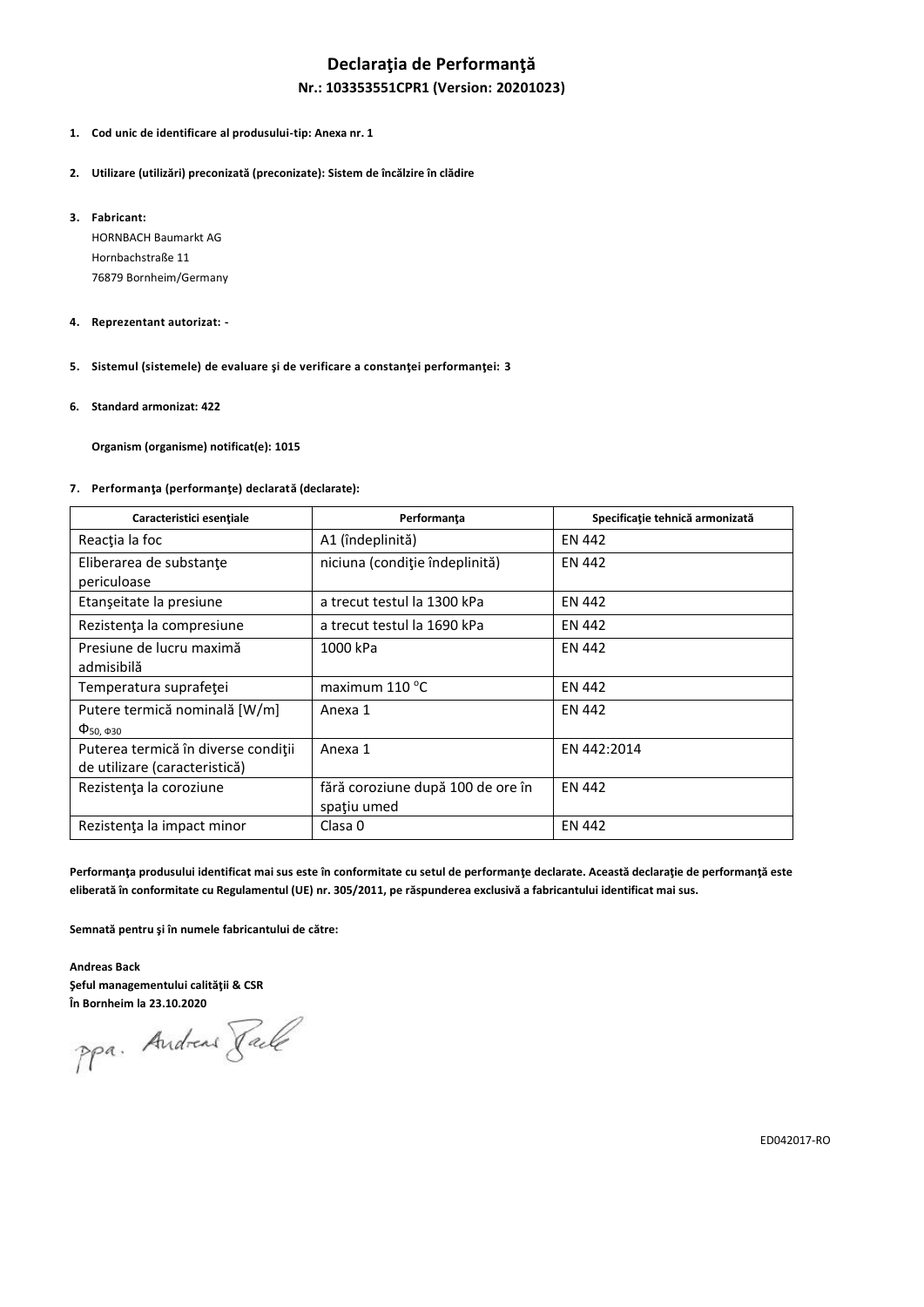# Declaraţia de Performanţă

## Nr.: 103353551CPR1 (Version: 20201023)

1. **Cod unic de identificare al produsului-tip: Anexa nr. 1**

2. **Utilizare (utilizări) preconizată (preconizate): Sistem de încălzire în clădire**

3. **Fabricant:**
   HORNBACH Baumarkt AG
   Hornbachstraße 11
   76879 Bornheim/Germany

4. **Reprezentant autorizat: -**

5. **Sistemul (sistemele) de evaluare şi de verificare a constanţei performanţei: 3**

6. **Standard armonizat: 422**

   **Organism (organisme) notificat(e): 1015**

7. **Performanţa (performanţe) declarată (declarate):**

| Caracteristici esenţiale | Performanţa | Specificaţie tehnică armonizată |
| --- | --- | --- |
| Reacţia la foc | A1 (îndeplinită) | EN 442 |
| Eliberarea de substanţe periculoase | niciuna (condiţie îndeplinită) | EN 442 |
| Etanşeitate la presiune | a trecut testul la 1300 kPa | EN 442 |
| Rezistenţa la compresiune | a trecut testul la 1690 kPa | EN 442 |
| Presiune de lucru maximă admisibilă | 1000 kPa | EN 442 |
| Temperatura suprafeţei | maximum 110 °C | EN 442 |
| Putere termică nominală [W/m] $\Phi_{50,\ \Phi30}$ | Anexa 1 | EN 442 |
| Puterea termică în diverse condiţii de utilizare (caracteristică) | Anexa 1 | EN 442:2014 |
| Rezistenţa la coroziune | fără coroziune după 100 de ore în spaţiu umed | EN 442 |
| Rezistenţa la impact minor | Clasa 0 | EN 442 |

**Performanţa produsului identificat mai sus este în conformitate cu setul de performanţe declarate. Această declaraţie de performanţă este eliberată în conformitate cu Regulamentul (UE) nr. 305/2011, pe răspunderea exclusivă a fabricantului identificat mai sus.**

**Semnată pentru şi în numele fabricantului de către:**

**Andreas Back**
**Şeful managementului calităţii & CSR**
**În Bornheim la 23.10.2020**

ppa. Andreas Back

ED042017-RO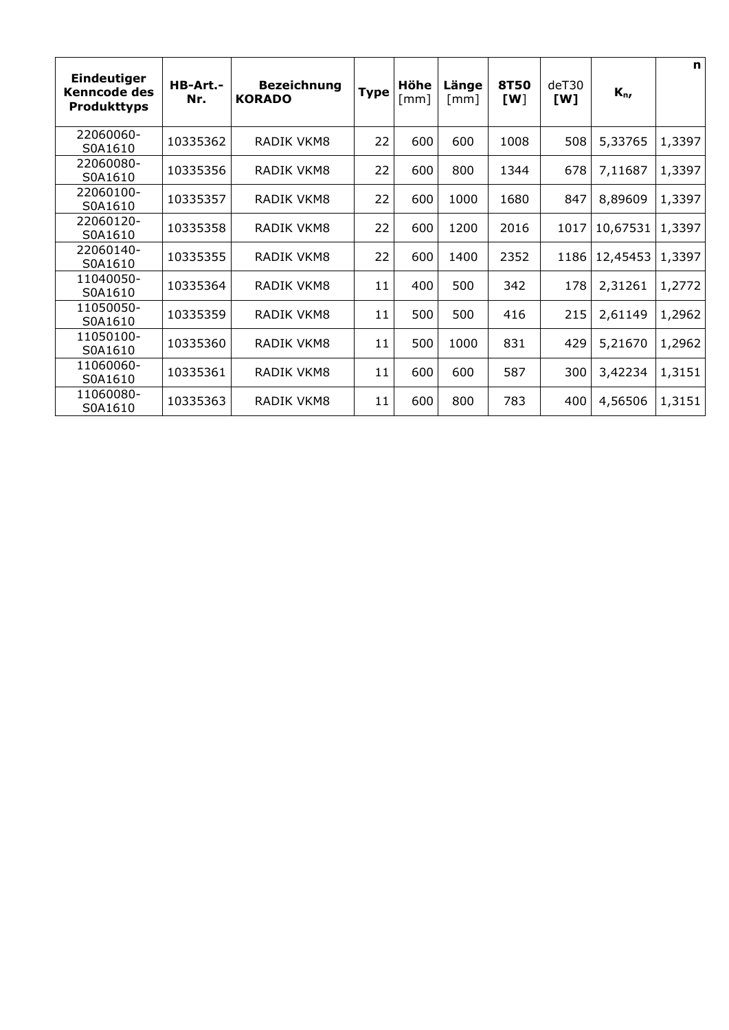| Eindeutiger Kenncode des Produkttyps | HB-Art.-Nr. | Bezeichnung KORADO | Type | Höhe [mm] | Länge [mm] | 8T50 [W] | deT30 [W] | $K_n$, | n |
|---|---|---|---|---|---|---|---|---|---|
| 22060060-S0A1610 | 10335362 | RADIK VKM8 | 22 | 600 | 600 | 1008 | 508 | 5,33765 | 1,3397 |
| 22060080-S0A1610 | 10335356 | RADIK VKM8 | 22 | 600 | 800 | 1344 | 678 | 7,11687 | 1,3397 |
| 22060100-S0A1610 | 10335357 | RADIK VKM8 | 22 | 600 | 1000 | 1680 | 847 | 8,89609 | 1,3397 |
| 22060120-S0A1610 | 10335358 | RADIK VKM8 | 22 | 600 | 1200 | 2016 | 1017 | 10,67531 | 1,3397 |
| 22060140-S0A1610 | 10335355 | RADIK VKM8 | 22 | 600 | 1400 | 2352 | 1186 | 12,45453 | 1,3397 |
| 11040050-S0A1610 | 10335364 | RADIK VKM8 | 11 | 400 | 500 | 342 | 178 | 2,31261 | 1,2772 |
| 11050050-S0A1610 | 10335359 | RADIK VKM8 | 11 | 500 | 500 | 416 | 215 | 2,61149 | 1,2962 |
| 11050100-S0A1610 | 10335360 | RADIK VKM8 | 11 | 500 | 1000 | 831 | 429 | 5,21670 | 1,2962 |
| 11060060-S0A1610 | 10335361 | RADIK VKM8 | 11 | 600 | 600 | 587 | 300 | 3,42234 | 1,3151 |
| 11060080-S0A1610 | 10335363 | RADIK VKM8 | 11 | 600 | 800 | 783 | 400 | 4,56506 | 1,3151 |